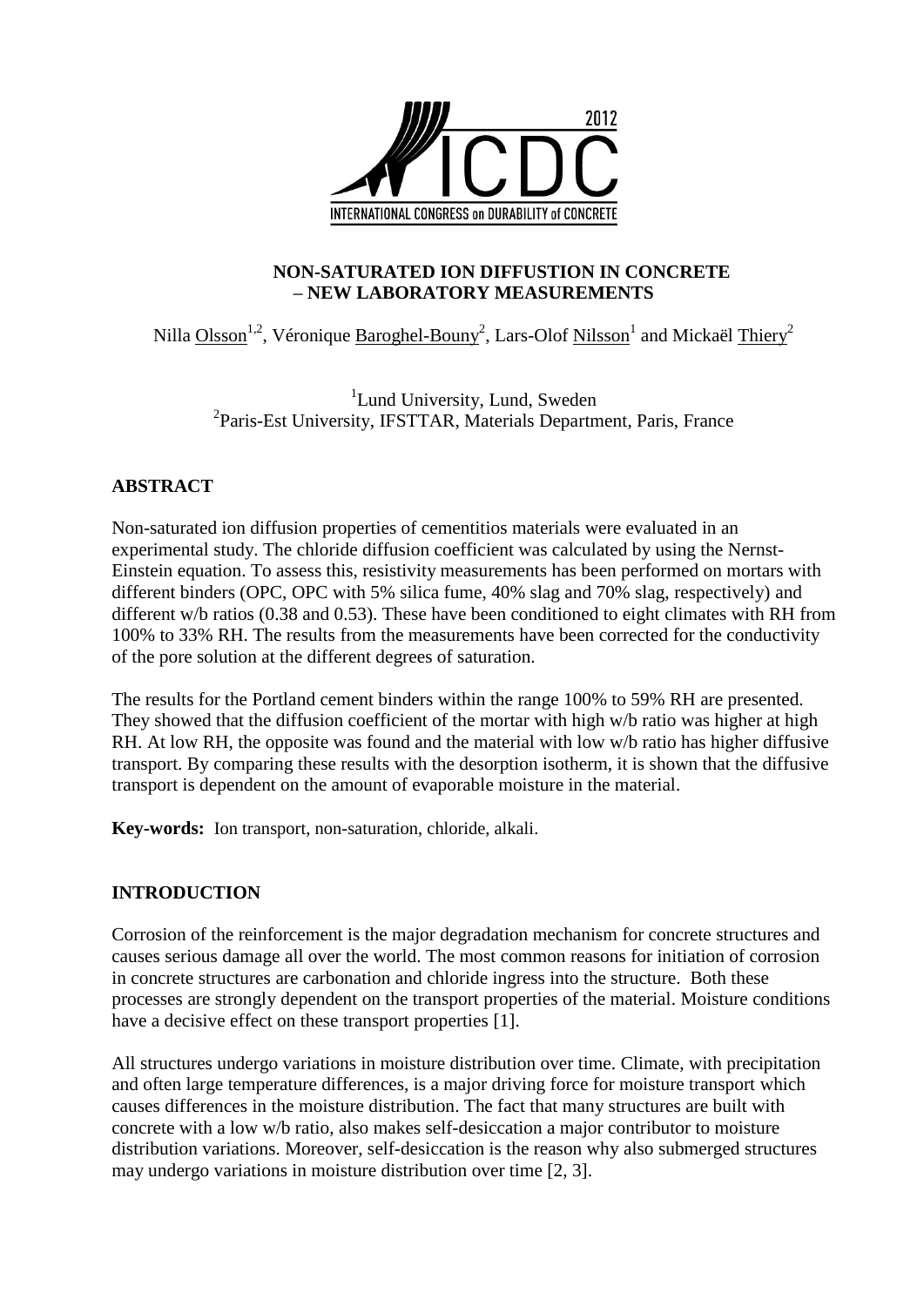# NON-SATURATED ION DIFFUSTION IN CONCRETE – NEW LABORATORY MEASUREMENTS

Nilla Olsson[1,2], Véronique Baroghel-Bouny[2], Lars-Olof Nilsson[1] and Mickaël Thiery[2]

[1]Lund University, Lund, Sweden
[2]Paris-Est University, IFSTTAR, Materials Department, Paris, France

## ABSTRACT

Non-saturated ion diffusion properties of cementitios materials were evaluated in an experimental study. The chloride diffusion coefficient was calculated by using the Nernst-Einstein equation. To assess this, resistivity measurements has been performed on mortars with different binders (OPC, OPC with 5% silica fume, 40% slag and 70% slag, respectively) and different w/b ratios (0.38 and 0.53). These have been conditioned to eight climates with RH from 100% to 33% RH. The results from the measurements have been corrected for the conductivity of the pore solution at the different degrees of saturation.

The results for the Portland cement binders within the range 100% to 59% RH are presented. They showed that the diffusion coefficient of the mortar with high w/b ratio was higher at high RH. At low RH, the opposite was found and the material with low w/b ratio has higher diffusive transport. By comparing these results with the desorption isotherm, it is shown that the diffusive transport is dependent on the amount of evaporable moisture in the material.

**Key-words:** Ion transport, non-saturation, chloride, alkali.

## INTRODUCTION

Corrosion of the reinforcement is the major degradation mechanism for concrete structures and causes serious damage all over the world. The most common reasons for initiation of corrosion in concrete structures are carbonation and chloride ingress into the structure. Both these processes are strongly dependent on the transport properties of the material. Moisture conditions have a decisive effect on these transport properties [1].

All structures undergo variations in moisture distribution over time. Climate, with precipitation and often large temperature differences, is a major driving force for moisture transport which causes differences in the moisture distribution. The fact that many structures are built with concrete with a low w/b ratio, also makes self-desiccation a major contributor to moisture distribution variations. Moreover, self-desiccation is the reason why also submerged structures may undergo variations in moisture distribution over time [2, 3].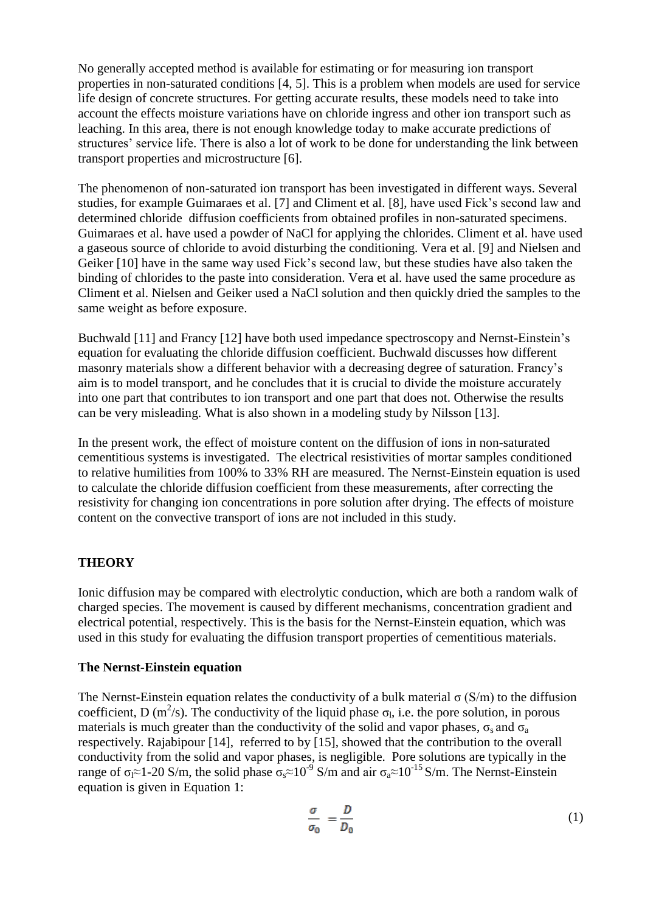No generally accepted method is available for estimating or for measuring ion transport properties in non-saturated conditions [4, 5]. This is a problem when models are used for service life design of concrete structures. For getting accurate results, these models need to take into account the effects moisture variations have on chloride ingress and other ion transport such as leaching. In this area, there is not enough knowledge today to make accurate predictions of structures' service life. There is also a lot of work to be done for understanding the link between transport properties and microstructure [6].

The phenomenon of non-saturated ion transport has been investigated in different ways. Several studies, for example Guimaraes et al. [7] and Climent et al. [8], have used Fick's second law and determined chloride diffusion coefficients from obtained profiles in non-saturated specimens. Guimaraes et al. have used a powder of NaCl for applying the chlorides. Climent et al. have used a gaseous source of chloride to avoid disturbing the conditioning. Vera et al. [9] and Nielsen and Geiker [10] have in the same way used Fick's second law, but these studies have also taken the binding of chlorides to the paste into consideration. Vera et al. have used the same procedure as Climent et al. Nielsen and Geiker used a NaCl solution and then quickly dried the samples to the same weight as before exposure.

Buchwald [11] and Francy [12] have both used impedance spectroscopy and Nernst-Einstein's equation for evaluating the chloride diffusion coefficient. Buchwald discusses how different masonry materials show a different behavior with a decreasing degree of saturation. Francy's aim is to model transport, and he concludes that it is crucial to divide the moisture accurately into one part that contributes to ion transport and one part that does not. Otherwise the results can be very misleading. What is also shown in a modeling study by Nilsson [13].

In the present work, the effect of moisture content on the diffusion of ions in non-saturated cementitious systems is investigated. The electrical resistivities of mortar samples conditioned to relative humilities from 100% to 33% RH are measured. The Nernst-Einstein equation is used to calculate the chloride diffusion coefficient from these measurements, after correcting the resistivity for changing ion concentrations in pore solution after drying. The effects of moisture content on the convective transport of ions are not included in this study.

## THEORY

Ionic diffusion may be compared with electrolytic conduction, which are both a random walk of charged species. The movement is caused by different mechanisms, concentration gradient and electrical potential, respectively. This is the basis for the Nernst-Einstein equation, which was used in this study for evaluating the diffusion transport properties of cementitious materials.

### The Nernst-Einstein equation

The Nernst-Einstein equation relates the conductivity of a bulk material $\sigma$ (S/m) to the diffusion coefficient, D ($m^2$/s). The conductivity of the liquid phase $\sigma_l$, i.e. the pore solution, in porous materials is much greater than the conductivity of the solid and vapor phases, $\sigma_s$ and $\sigma_a$ respectively. Rajabipour [14], referred to by [15], showed that the contribution to the overall conductivity from the solid and vapor phases, is negligible. Pore solutions are typically in the range of $\sigma_l \approx 1\text{-}20$ S/m, the solid phase $\sigma_s \approx 10^{-9}$ S/m and air $\sigma_a \approx 10^{-15}$ S/m. The Nernst-Einstein equation is given in Equation 1:

$$\frac{\sigma}{\sigma_0} = \frac{D}{D_0} \tag{1}$$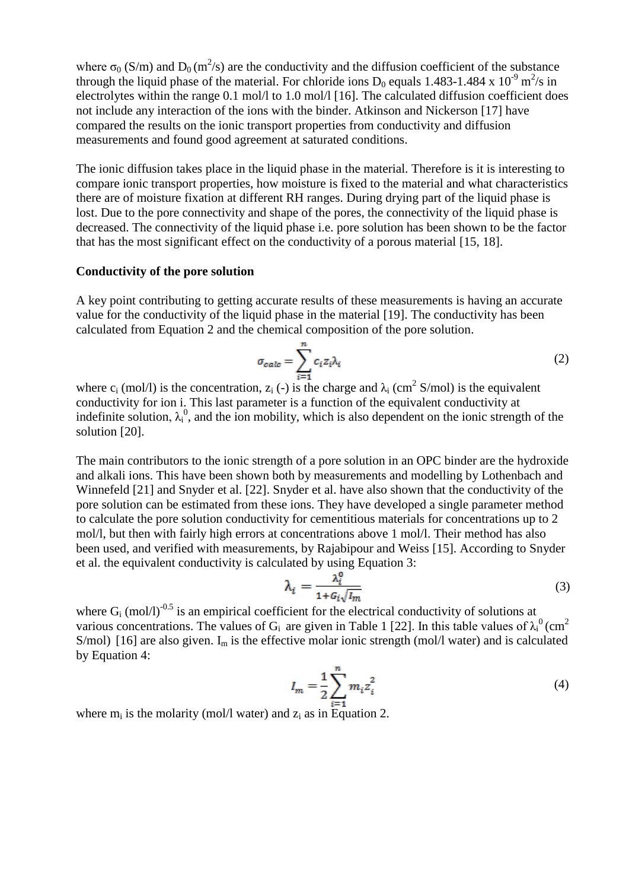where $\sigma_0$ (S/m) and $D_0$ ($m^2/s$) are the conductivity and the diffusion coefficient of the substance through the liquid phase of the material. For chloride ions $D_0$ equals 1.483-1.484 x $10^{-9}$ $m^2/s$ in electrolytes within the range 0.1 mol/l to 1.0 mol/l [16]. The calculated diffusion coefficient does not include any interaction of the ions with the binder. Atkinson and Nickerson [17] have compared the results on the ionic transport properties from conductivity and diffusion measurements and found good agreement at saturated conditions.

The ionic diffusion takes place in the liquid phase in the material. Therefore is it is interesting to compare ionic transport properties, how moisture is fixed to the material and what characteristics there are of moisture fixation at different RH ranges. During drying part of the liquid phase is lost. Due to the pore connectivity and shape of the pores, the connectivity of the liquid phase is decreased. The connectivity of the liquid phase i.e. pore solution has been shown to be the factor that has the most significant effect on the conductivity of a porous material [15, 18].

**Conductivity of the pore solution**

A key point contributing to getting accurate results of these measurements is having an accurate value for the conductivity of the liquid phase in the material [19]. The conductivity has been calculated from Equation 2 and the chemical composition of the pore solution.

$$\sigma_{calc} = \sum_{i=1}^{n} c_i z_i \lambda_i \tag{2}$$

where $c_i$ (mol/l) is the concentration, $z_i$ (-) is the charge and $\lambda_i$ ($cm^2$ S/mol) is the equivalent conductivity for ion i. This last parameter is a function of the equivalent conductivity at indefinite solution, $\lambda_i^0$, and the ion mobility, which is also dependent on the ionic strength of the solution [20].

The main contributors to the ionic strength of a pore solution in an OPC binder are the hydroxide and alkali ions. This have been shown both by measurements and modelling by Lothenbach and Winnefeld [21] and Snyder et al. [22]. Snyder et al. have also shown that the conductivity of the pore solution can be estimated from these ions. They have developed a single parameter method to calculate the pore solution conductivity for cementitious materials for concentrations up to 2 mol/l, but then with fairly high errors at concentrations above 1 mol/l. Their method has also been used, and verified with measurements, by Rajabipour and Weiss [15]. According to Snyder et al. the equivalent conductivity is calculated by using Equation 3:

$$\lambda_i = \frac{\lambda_i^0}{1 + G_i\sqrt{I_m}} \tag{3}$$

where $G_i$ $(mol/l)^{-0.5}$ is an empirical coefficient for the electrical conductivity of solutions at various concentrations. The values of $G_i$ are given in Table 1 [22]. In this table values of $\lambda_i^0$ ($cm^2$ S/mol) [16] are also given. $I_m$ is the effective molar ionic strength (mol/l water) and is calculated by Equation 4:

$$I_m = \frac{1}{2}\sum_{i=1}^{n} m_i z_i^2 \tag{4}$$

where $m_i$ is the molarity (mol/l water) and $z_i$ as in Equation 2.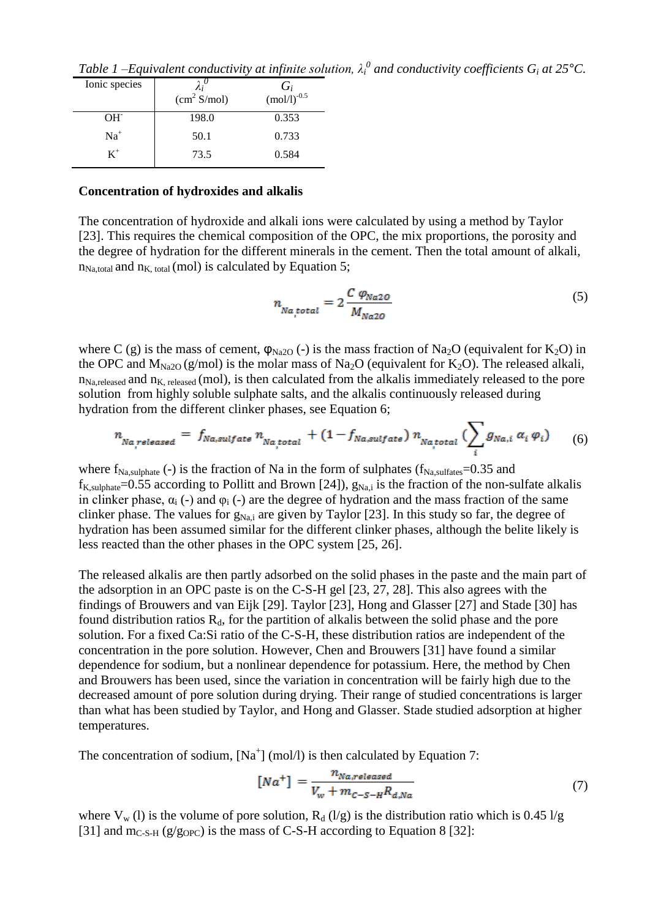*Table 1 –Equivalent conductivity at infinite solution, $\lambda_i^0$ and conductivity coefficients $G_i$ at 25°C.*

| Ionic species | $\lambda_i^0$ ($cm^2$ S/mol) | $G_i$ $(mol/l)^{-0.5}$ |
|---|---|---|
| $OH^-$ | 198.0 | 0.353 |
| $Na^+$ | 50.1 | 0.733 |
| $K^+$ | 73.5 | 0.584 |

**Concentration of hydroxides and alkalis**

The concentration of hydroxide and alkali ions were calculated by using a method by Taylor [23]. This requires the chemical composition of the OPC, the mix proportions, the porosity and the degree of hydration for the different minerals in the cement. Then the total amount of alkali, $n_{Na,total}$ and $n_{K,total}$ (mol) is calculated by Equation 5;

$$n_{Na,total} = 2\frac{C\ \varphi_{Na2O}}{M_{Na2O}} \tag{5}$$

where C (g) is the mass of cement, $\varphi_{Na2O}$ (-) is the mass fraction of $Na_2O$ (equivalent for $K_2O$) in the OPC and $M_{Na2O}$ (g/mol) is the molar mass of $Na_2O$ (equivalent for $K_2O$). The released alkali, $n_{Na,released}$ and $n_{K,released}$ (mol), is then calculated from the alkalis immediately released to the pore solution from highly soluble sulphate salts, and the alkalis continuously released during hydration from the different clinker phases, see Equation 6;

$$n_{Na,released} = f_{Na,sulfate}\ n_{Na,total} + (1 - f_{Na,sulfate})\ n_{Na,total}\ (\sum_i g_{Na,i}\ \alpha_i\ \varphi_i) \tag{6}$$

where $f_{Na,sulphate}$ (-) is the fraction of Na in the form of sulphates ($f_{Na,sulfates}$=0.35 and $f_{K,sulphate}$=0.55 according to Pollitt and Brown [24]), $g_{Na,i}$ is the fraction of the non-sulfate alkalis in clinker phase, $\alpha_i$ (-) and $\varphi_i$ (-) are the degree of hydration and the mass fraction of the same clinker phase. The values for $g_{Na,i}$ are given by Taylor [23]. In this study so far, the degree of hydration has been assumed similar for the different clinker phases, although the belite likely is less reacted than the other phases in the OPC system [25, 26].

The released alkalis are then partly adsorbed on the solid phases in the paste and the main part of the adsorption in an OPC paste is on the C-S-H gel [23, 27, 28]. This also agrees with the findings of Brouwers and van Eijk [29]. Taylor [23], Hong and Glasser [27] and Stade [30] has found distribution ratios $R_d$, for the partition of alkalis between the solid phase and the pore solution. For a fixed Ca:Si ratio of the C-S-H, these distribution ratios are independent of the concentration in the pore solution. However, Chen and Brouwers [31] have found a similar dependence for sodium, but a nonlinear dependence for potassium. Here, the method by Chen and Brouwers has been used, since the variation in concentration will be fairly high due to the decreased amount of pore solution during drying. Their range of studied concentrations is larger than what has been studied by Taylor, and Hong and Glasser. Stade studied adsorption at higher temperatures.

The concentration of sodium, $[Na^+]$ (mol/l) is then calculated by Equation 7:

$$[Na^+] = \frac{n_{Na,released}}{V_w + m_{C-S-H}R_{d,Na}} \tag{7}$$

where $V_w$ (l) is the volume of pore solution, $R_d$ (l/g) is the distribution ratio which is 0.45 l/g [31] and $m_{C-S-H}$ ($g/g_{OPC}$) is the mass of C-S-H according to Equation 8 [32]: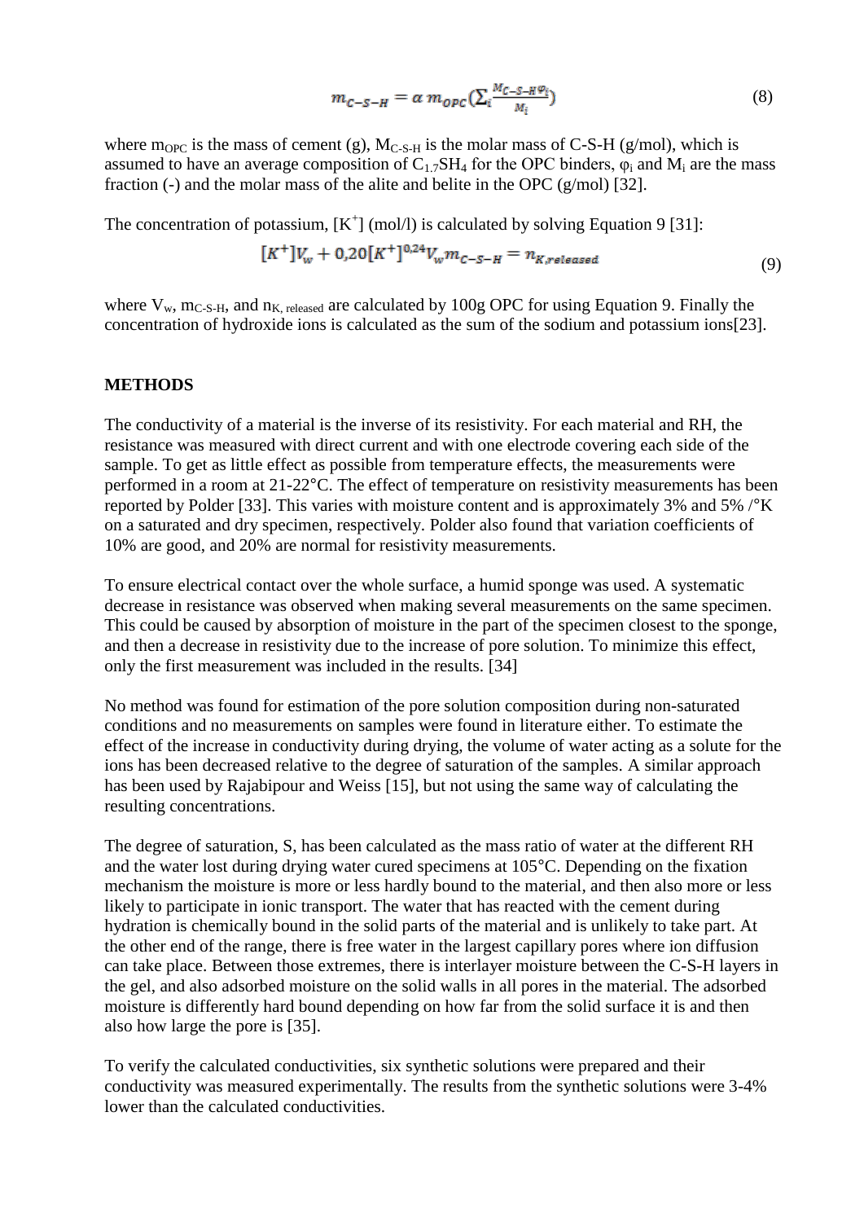$$m_{C-S-H} = \alpha \, m_{OPC} \left( \sum_i \frac{M_{C-S-H} \varphi_i}{M_i} \right) \tag{8}$$

where $m_{OPC}$ is the mass of cement (g), $M_{C-S-H}$ is the molar mass of C-S-H (g/mol), which is assumed to have an average composition of $C_{1.7}SH_4$ for the OPC binders, $\varphi_i$ and $M_i$ are the mass fraction (-) and the molar mass of the alite and belite in the OPC (g/mol) [32].

The concentration of potassium, $[K^+]$ (mol/l) is calculated by solving Equation 9 [31]:

$$[K^+]V_w + 0{,}20[K^+]^{0{,}24}V_w m_{C-S-H} = n_{K,released} \tag{9}$$

where $V_w$, $m_{C\text{-}S\text{-}H}$, and $n_{K,\ released}$ are calculated by 100g OPC for using Equation 9. Finally the concentration of hydroxide ions is calculated as the sum of the sodium and potassium ions[23].

## METHODS

The conductivity of a material is the inverse of its resistivity. For each material and RH, the resistance was measured with direct current and with one electrode covering each side of the sample. To get as little effect as possible from temperature effects, the measurements were performed in a room at 21-22°C. The effect of temperature on resistivity measurements has been reported by Polder [33]. This varies with moisture content and is approximately 3% and 5% /°K on a saturated and dry specimen, respectively. Polder also found that variation coefficients of 10% are good, and 20% are normal for resistivity measurements.

To ensure electrical contact over the whole surface, a humid sponge was used. A systematic decrease in resistance was observed when making several measurements on the same specimen. This could be caused by absorption of moisture in the part of the specimen closest to the sponge, and then a decrease in resistivity due to the increase of pore solution. To minimize this effect, only the first measurement was included in the results. [34]

No method was found for estimation of the pore solution composition during non-saturated conditions and no measurements on samples were found in literature either. To estimate the effect of the increase in conductivity during drying, the volume of water acting as a solute for the ions has been decreased relative to the degree of saturation of the samples. A similar approach has been used by Rajabipour and Weiss [15], but not using the same way of calculating the resulting concentrations.

The degree of saturation, S, has been calculated as the mass ratio of water at the different RH and the water lost during drying water cured specimens at 105°C. Depending on the fixation mechanism the moisture is more or less hardly bound to the material, and then also more or less likely to participate in ionic transport. The water that has reacted with the cement during hydration is chemically bound in the solid parts of the material and is unlikely to take part. At the other end of the range, there is free water in the largest capillary pores where ion diffusion can take place. Between those extremes, there is interlayer moisture between the C-S-H layers in the gel, and also adsorbed moisture on the solid walls in all pores in the material. The adsorbed moisture is differently hard bound depending on how far from the solid surface it is and then also how large the pore is [35].

To verify the calculated conductivities, six synthetic solutions were prepared and their conductivity was measured experimentally. The results from the synthetic solutions were 3-4% lower than the calculated conductivities.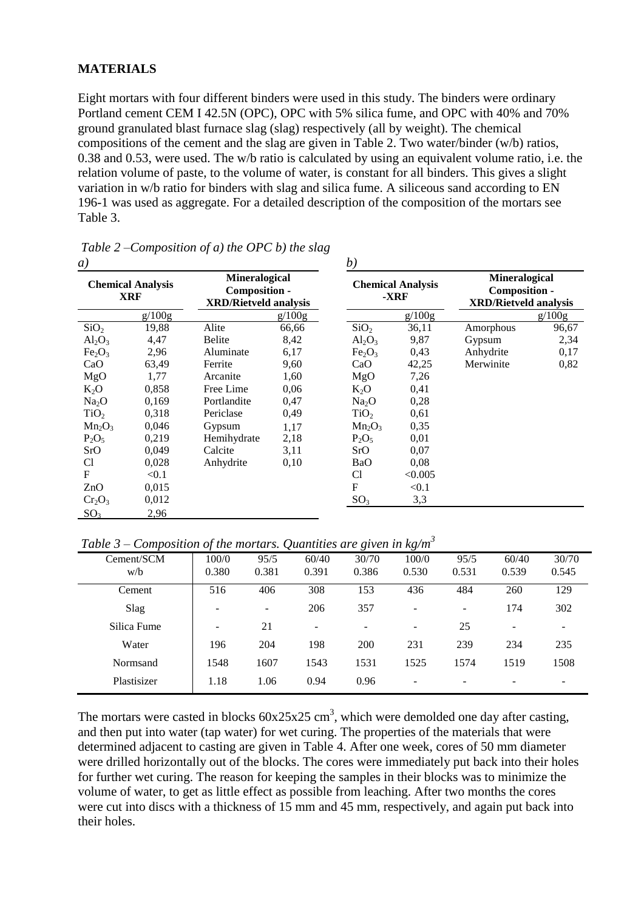## MATERIALS

Eight mortars with four different binders were used in this study. The binders were ordinary Portland cement CEM I 42.5N (OPC), OPC with 5% silica fume, and OPC with 40% and 70% ground granulated blast furnace slag (slag) respectively (all by weight). The chemical compositions of the cement and the slag are given in Table 2. Two water/binder (w/b) ratios, 0.38 and 0.53, were used. The w/b ratio is calculated by using an equivalent volume ratio, i.e. the relation volume of paste, to the volume of water, is constant for all binders. This gives a slight variation in w/b ratio for binders with slag and silica fume. A siliceous sand according to EN 196-1 was used as aggregate. For a detailed description of the composition of the mortars see Table 3.

*Table 2 –Composition of a) the OPC b) the slag*

*a)*

| Chemical Analysis XRF | | Mineralogical Composition - XRD/Rietveld analysis | |
|---|---|---|---|
| | g/100g | | g/100g |
| $SiO_2$ | 19,88 | Alite | 66,66 |
| $Al_2O_3$ | 4,47 | Belite | 8,42 |
| $Fe_2O_3$ | 2,96 | Aluminate | 6,17 |
| CaO | 63,49 | Ferrite | 9,60 |
| MgO | 1,77 | Arcanite | 1,60 |
| $K_2O$ | 0,858 | Free Lime | 0,06 |
| $Na_2O$ | 0,169 | Portlandite | 0,47 |
| $TiO_2$ | 0,318 | Periclase | 0,49 |
| $Mn_2O_3$ | 0,046 | Gypsum | 1,17 |
| $P_2O_5$ | 0,219 | Hemihydrate | 2,18 |
| SrO | 0,049 | Calcite | 3,11 |
| Cl | 0,028 | Anhydrite | 0,10 |
| F | <0.1 | | |
| ZnO | 0,015 | | |
| $Cr_2O_3$ | 0,012 | | |
| $SO_3$ | 2,96 | | |

*b)*

| Chemical Analysis -XRF | | Mineralogical Composition - XRD/Rietveld analysis | |
|---|---|---|---|
| | g/100g | | g/100g |
| $SiO_2$ | 36,11 | Amorphous | 96,67 |
| $Al_2O_3$ | 9,87 | Gypsum | 2,34 |
| $Fe_2O_3$ | 0,43 | Anhydrite | 0,17 |
| CaO | 42,25 | Merwinite | 0,82 |
| MgO | 7,26 | | |
| $K_2O$ | 0,41 | | |
| $Na_2O$ | 0,28 | | |
| $TiO_2$ | 0,61 | | |
| $Mn_2O_3$ | 0,35 | | |
| $P_2O_5$ | 0,01 | | |
| SrO | 0,07 | | |
| BaO | 0,08 | | |
| Cl | <0.005 | | |
| F | <0.1 | | |
| $SO_3$ | 3,3 | | |

*Table 3 – Composition of the mortars. Quantities are given in kg/m$^3$*

| Cement/SCM<br>w/b | 100/0<br>0.380 | 95/5<br>0.381 | 60/40<br>0.391 | 30/70<br>0.386 | 100/0<br>0.530 | 95/5<br>0.531 | 60/40<br>0.539 | 30/70<br>0.545 |
|---|---|---|---|---|---|---|---|---|
| Cement | 516 | 406 | 308 | 153 | 436 | 484 | 260 | 129 |
| Slag | - | - | 206 | 357 | - | - | 174 | 302 |
| Silica Fume | - | 21 | - | - | - | 25 | - | - |
| Water | 196 | 204 | 198 | 200 | 231 | 239 | 234 | 235 |
| Normsand | 1548 | 1607 | 1543 | 1531 | 1525 | 1574 | 1519 | 1508 |
| Plastisizer | 1.18 | 1.06 | 0.94 | 0.96 | - | - | - | - |

The mortars were casted in blocks 60x25x25 cm$^3$, which were demolded one day after casting, and then put into water (tap water) for wet curing. The properties of the materials that were determined adjacent to casting are given in Table 4. After one week, cores of 50 mm diameter were drilled horizontally out of the blocks. The cores were immediately put back into their holes for further wet curing. The reason for keeping the samples in their blocks was to minimize the volume of water, to get as little effect as possible from leaching. After two months the cores were cut into discs with a thickness of 15 mm and 45 mm, respectively, and again put back into their holes.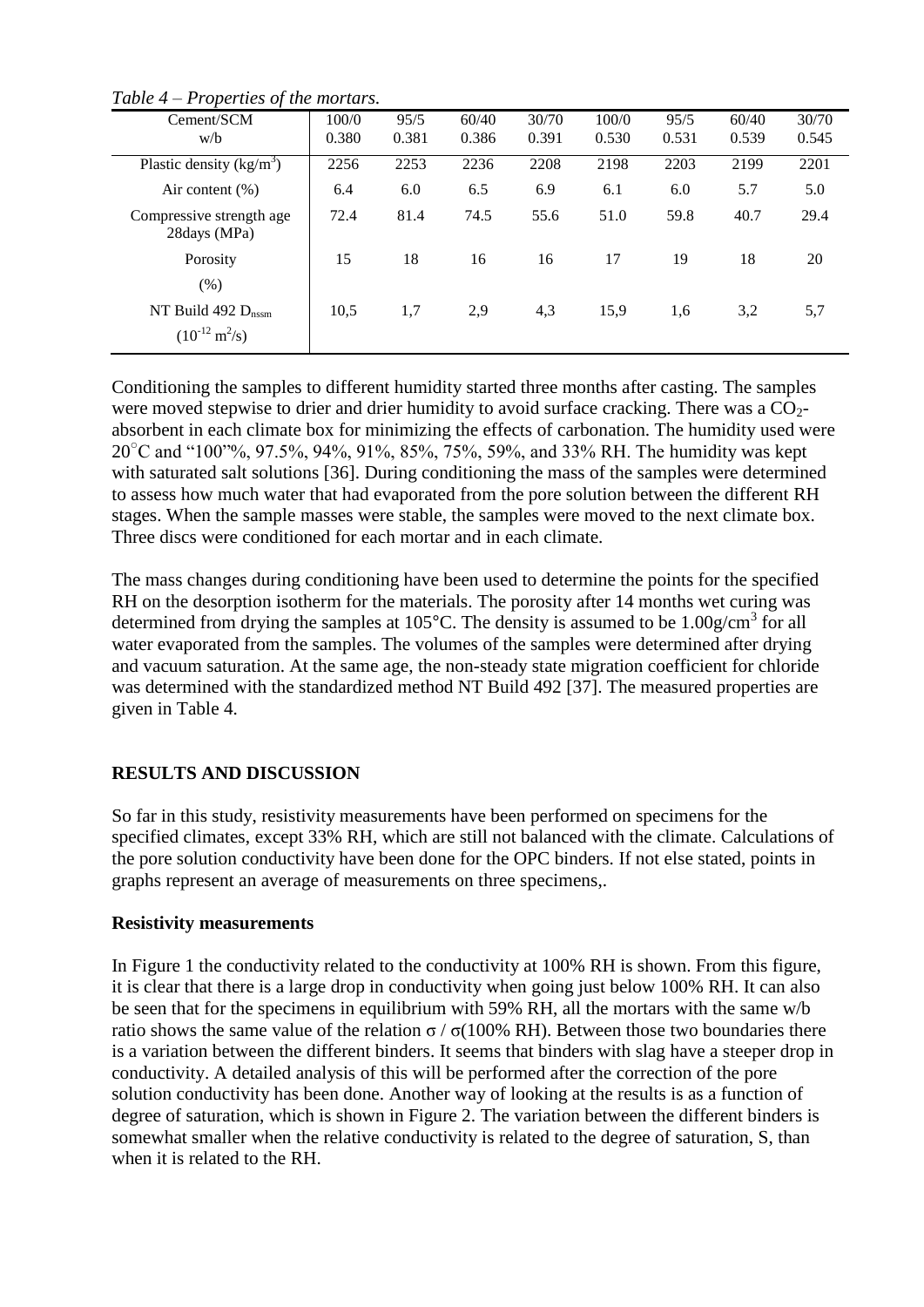*Table 4 – Properties of the mortars.*

| Cement/SCM<br>w/b | 100/0<br>0.380 | 95/5<br>0.381 | 60/40<br>0.386 | 30/70<br>0.391 | 100/0<br>0.530 | 95/5<br>0.531 | 60/40<br>0.539 | 30/70<br>0.545 |
|---|---|---|---|---|---|---|---|---|
| Plastic density ($kg/m^3$) | 2256 | 2253 | 2236 | 2208 | 2198 | 2203 | 2199 | 2201 |
| Air content (%) | 6.4 | 6.0 | 6.5 | 6.9 | 6.1 | 6.0 | 5.7 | 5.0 |
| Compressive strength age 28days (MPa) | 72.4 | 81.4 | 74.5 | 55.6 | 51.0 | 59.8 | 40.7 | 29.4 |
| Porosity (%) | 15 | 18 | 16 | 16 | 17 | 19 | 18 | 20 |
| NT Build 492 $D_{nssm}$ ($10^{-12}$ $m^2/s$) | 10,5 | 1,7 | 2,9 | 4,3 | 15,9 | 1,6 | 3,2 | 5,7 |

Conditioning the samples to different humidity started three months after casting. The samples were moved stepwise to drier and drier humidity to avoid surface cracking. There was a $CO_2$-absorbent in each climate box for minimizing the effects of carbonation. The humidity used were 20°C and "100"%, 97.5%, 94%, 91%, 85%, 75%, 59%, and 33% RH. The humidity was kept with saturated salt solutions [36]. During conditioning the mass of the samples were determined to assess how much water that had evaporated from the pore solution between the different RH stages. When the sample masses were stable, the samples were moved to the next climate box. Three discs were conditioned for each mortar and in each climate.

The mass changes during conditioning have been used to determine the points for the specified RH on the desorption isotherm for the materials. The porosity after 14 months wet curing was determined from drying the samples at 105°C. The density is assumed to be 1.00g/cm$^3$ for all water evaporated from the samples. The volumes of the samples were determined after drying and vacuum saturation. At the same age, the non-steady state migration coefficient for chloride was determined with the standardized method NT Build 492 [37]. The measured properties are given in Table 4.

## RESULTS AND DISCUSSION

So far in this study, resistivity measurements have been performed on specimens for the specified climates, except 33% RH, which are still not balanced with the climate. Calculations of the pore solution conductivity have been done for the OPC binders. If not else stated, points in graphs represent an average of measurements on three specimens,.

### Resistivity measurements

In Figure 1 the conductivity related to the conductivity at 100% RH is shown. From this figure, it is clear that there is a large drop in conductivity when going just below 100% RH. It can also be seen that for the specimens in equilibrium with 59% RH, all the mortars with the same w/b ratio shows the same value of the relation $\sigma$ / $\sigma$(100% RH). Between those two boundaries there is a variation between the different binders. It seems that binders with slag have a steeper drop in conductivity. A detailed analysis of this will be performed after the correction of the pore solution conductivity has been done. Another way of looking at the results is as a function of degree of saturation, which is shown in Figure 2. The variation between the different binders is somewhat smaller when the relative conductivity is related to the degree of saturation, S, than when it is related to the RH.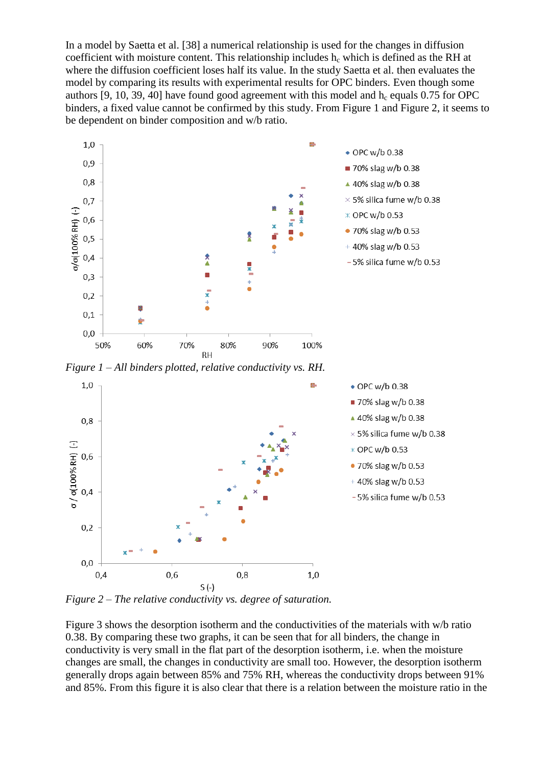In a model by Saetta et al. [38] a numerical relationship is used for the changes in diffusion coefficient with moisture content. This relationship includes $h_c$ which is defined as the RH at where the diffusion coefficient loses half its value. In the study Saetta et al. then evaluates the model by comparing its results with experimental results for OPC binders. Even though some authors [9, 10, 39, 40] have found good agreement with this model and $h_c$ equals 0.75 for OPC binders, a fixed value cannot be confirmed by this study. From Figure 1 and Figure 2, it seems to be dependent on binder composition and w/b ratio.

*Figure 1 – All binders plotted, relative conductivity vs. RH.*

*Figure 2 – The relative conductivity vs. degree of saturation.*

Figure 3 shows the desorption isotherm and the conductivities of the materials with w/b ratio 0.38. By comparing these two graphs, it can be seen that for all binders, the change in conductivity is very small in the flat part of the desorption isotherm, i.e. when the moisture changes are small, the changes in conductivity are small too. However, the desorption isotherm generally drops again between 85% and 75% RH, whereas the conductivity drops between 91% and 85%. From this figure it is also clear that there is a relation between the moisture ratio in the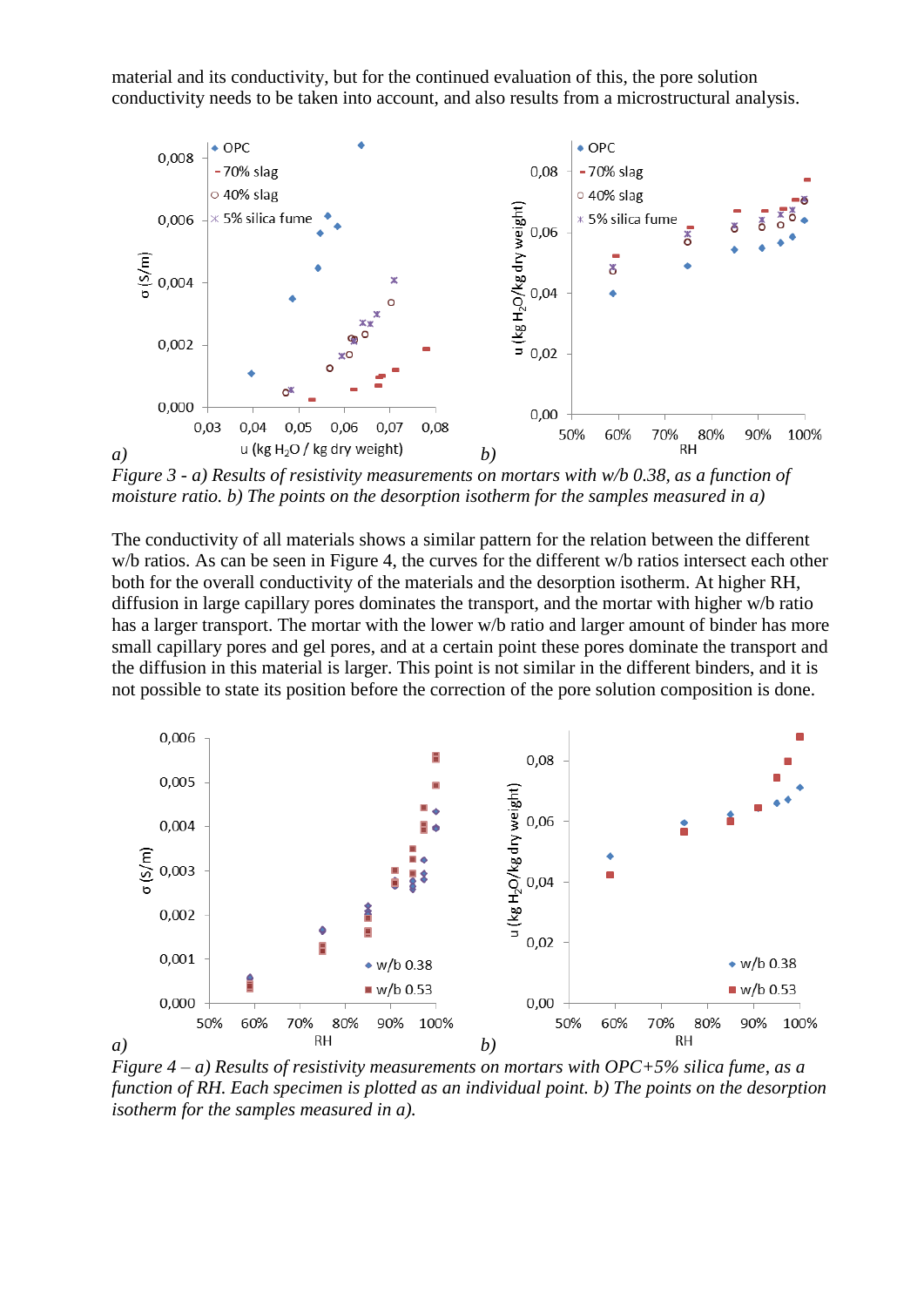material and its conductivity, but for the continued evaluation of this, the pore solution conductivity needs to be taken into account, and also results from a microstructural analysis.

*Figure 3 - a) Results of resistivity measurements on mortars with w/b 0.38, as a function of moisture ratio. b) The points on the desorption isotherm for the samples measured in a)*

The conductivity of all materials shows a similar pattern for the relation between the different w/b ratios. As can be seen in Figure 4, the curves for the different w/b ratios intersect each other both for the overall conductivity of the materials and the desorption isotherm. At higher RH, diffusion in large capillary pores dominates the transport, and the mortar with higher w/b ratio has a larger transport. The mortar with the lower w/b ratio and larger amount of binder has more small capillary pores and gel pores, and at a certain point these pores dominate the transport and the diffusion in this material is larger. This point is not similar in the different binders, and it is not possible to state its position before the correction of the pore solution composition is done.

*Figure 4 – a) Results of resistivity measurements on mortars with OPC+5% silica fume, as a function of RH. Each specimen is plotted as an individual point. b) The points on the desorption isotherm for the samples measured in a).*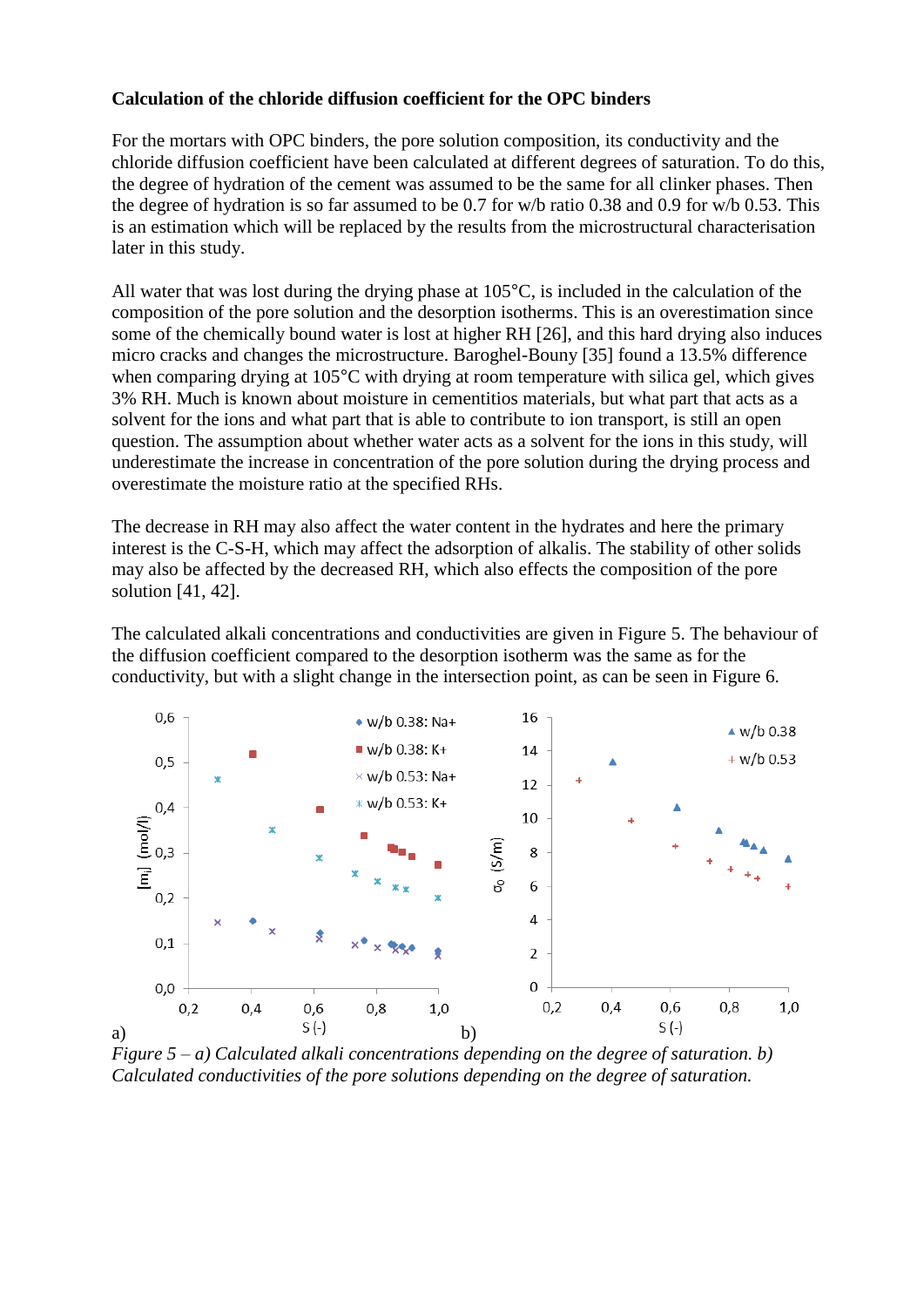**Calculation of the chloride diffusion coefficient for the OPC binders**

For the mortars with OPC binders, the pore solution composition, its conductivity and the chloride diffusion coefficient have been calculated at different degrees of saturation. To do this, the degree of hydration of the cement was assumed to be the same for all clinker phases. Then the degree of hydration is so far assumed to be 0.7 for w/b ratio 0.38 and 0.9 for w/b 0.53. This is an estimation which will be replaced by the results from the microstructural characterisation later in this study.

All water that was lost during the drying phase at 105°C, is included in the calculation of the composition of the pore solution and the desorption isotherms. This is an overestimation since some of the chemically bound water is lost at higher RH [26], and this hard drying also induces micro cracks and changes the microstructure. Baroghel-Bouny [35] found a 13.5% difference when comparing drying at 105°C with drying at room temperature with silica gel, which gives 3% RH. Much is known about moisture in cementitios materials, but what part that acts as a solvent for the ions and what part that is able to contribute to ion transport, is still an open question. The assumption about whether water acts as a solvent for the ions in this study, will underestimate the increase in concentration of the pore solution during the drying process and overestimate the moisture ratio at the specified RHs.

The decrease in RH may also affect the water content in the hydrates and here the primary interest is the C-S-H, which may affect the adsorption of alkalis. The stability of other solids may also be affected by the decreased RH, which also effects the composition of the pore solution [41, 42].

The calculated alkali concentrations and conductivities are given in Figure 5. The behaviour of the diffusion coefficient compared to the desorption isotherm was the same as for the conductivity, but with a slight change in the intersection point, as can be seen in Figure 6.

*Figure 5 – a) Calculated alkali concentrations depending on the degree of saturation. b) Calculated conductivities of the pore solutions depending on the degree of saturation.*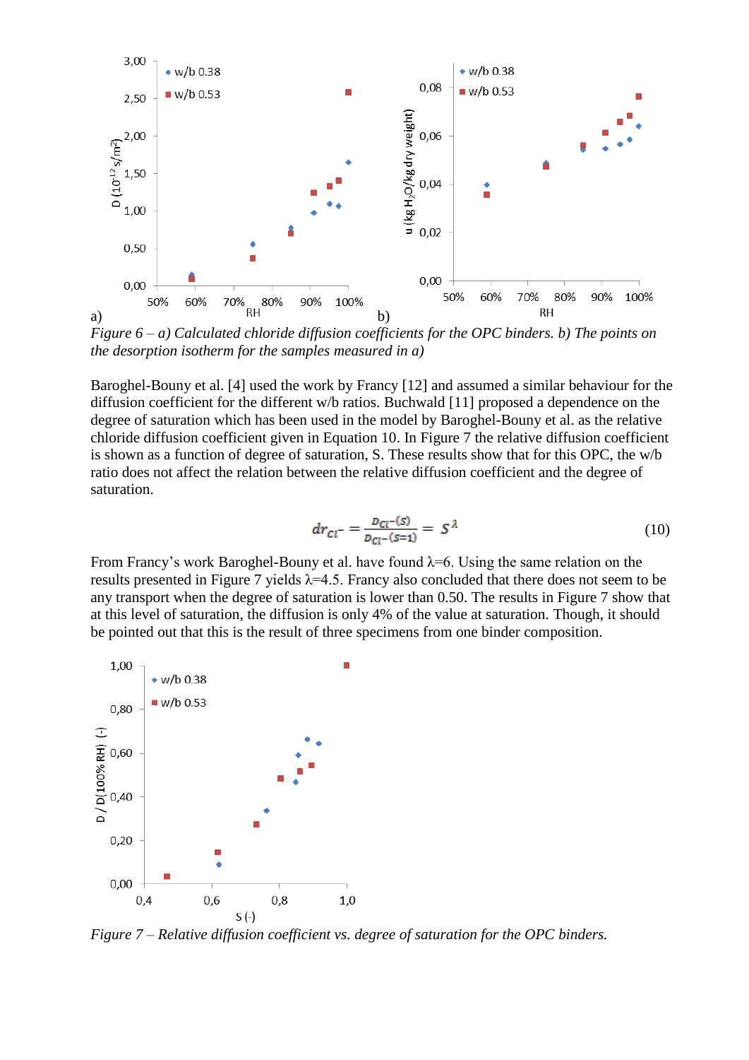*Figure 6 – a) Calculated chloride diffusion coefficients for the OPC binders. b) The points on the desorption isotherm for the samples measured in a)*

Baroghel-Bouny et al. [4] used the work by Francy [12] and assumed a similar behaviour for the diffusion coefficient for the different w/b ratios. Buchwald [11] proposed a dependence on the degree of saturation which has been used in the model by Baroghel-Bouny et al. as the relative chloride diffusion coefficient given in Equation 10. In Figure 7 the relative diffusion coefficient is shown as a function of degree of saturation, S. These results show that for this OPC, the w/b ratio does not affect the relation between the relative diffusion coefficient and the degree of saturation.

$$dr_{Cl^-} = \frac{D_{Cl^-}(S)}{D_{Cl^-}(S=1)} = S^{\lambda} \qquad (10)$$

From Francy's work Baroghel-Bouny et al. have found λ=6. Using the same relation on the results presented in Figure 7 yields λ=4.5. Francy also concluded that there does not seem to be any transport when the degree of saturation is lower than 0.50. The results in Figure 7 show that at this level of saturation, the diffusion is only 4% of the value at saturation. Though, it should be pointed out that this is the result of three specimens from one binder composition.

*Figure 7 – Relative diffusion coefficient vs. degree of saturation for the OPC binders.*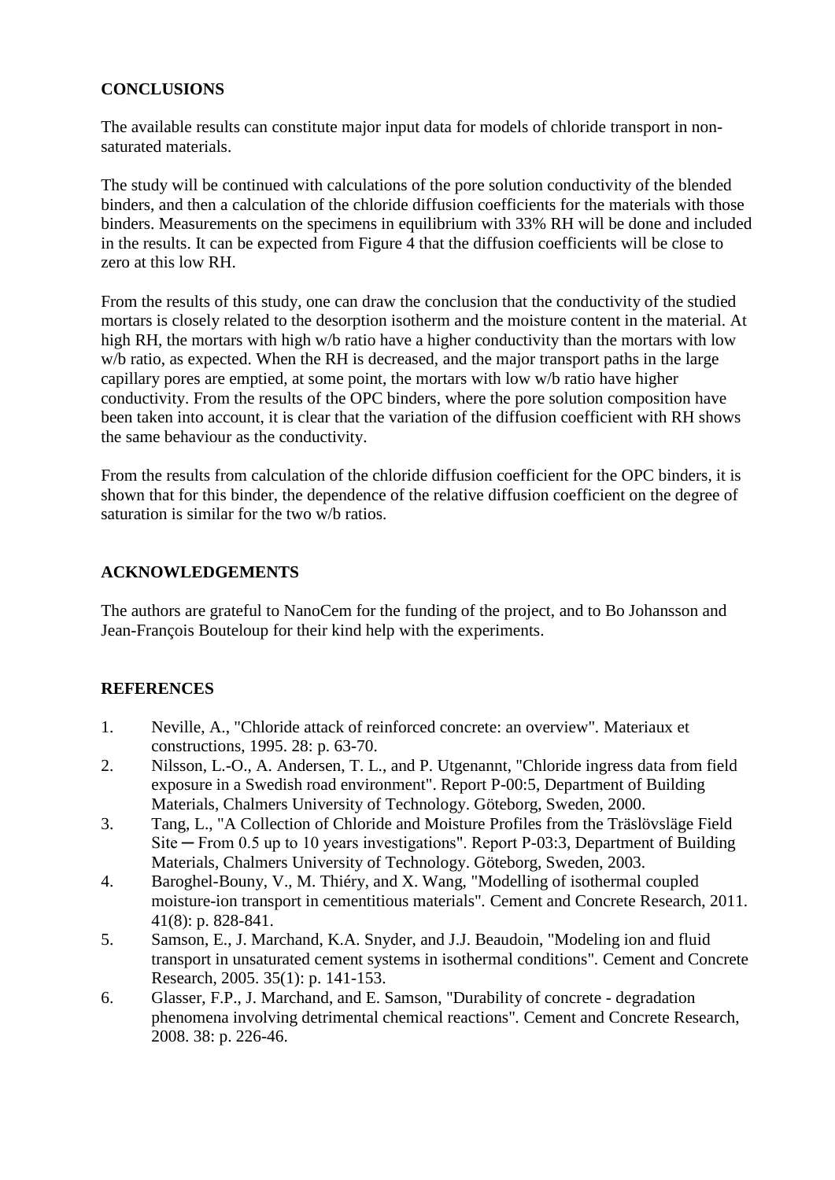## CONCLUSIONS

The available results can constitute major input data for models of chloride transport in non-saturated materials.

The study will be continued with calculations of the pore solution conductivity of the blended binders, and then a calculation of the chloride diffusion coefficients for the materials with those binders. Measurements on the specimens in equilibrium with 33% RH will be done and included in the results. It can be expected from Figure 4 that the diffusion coefficients will be close to zero at this low RH.

From the results of this study, one can draw the conclusion that the conductivity of the studied mortars is closely related to the desorption isotherm and the moisture content in the material. At high RH, the mortars with high w/b ratio have a higher conductivity than the mortars with low w/b ratio, as expected. When the RH is decreased, and the major transport paths in the large capillary pores are emptied, at some point, the mortars with low w/b ratio have higher conductivity. From the results of the OPC binders, where the pore solution composition have been taken into account, it is clear that the variation of the diffusion coefficient with RH shows the same behaviour as the conductivity.

From the results from calculation of the chloride diffusion coefficient for the OPC binders, it is shown that for this binder, the dependence of the relative diffusion coefficient on the degree of saturation is similar for the two w/b ratios.

## ACKNOWLEDGEMENTS

The authors are grateful to NanoCem for the funding of the project, and to Bo Johansson and Jean-François Bouteloup for their kind help with the experiments.

## REFERENCES

1. Neville, A., "Chloride attack of reinforced concrete: an overview". Materiaux et constructions, 1995. 28: p. 63-70.
2. Nilsson, L.-O., A. Andersen, T. L., and P. Utgenannt, "Chloride ingress data from field exposure in a Swedish road environment". Report P-00:5, Department of Building Materials, Chalmers University of Technology. Göteborg, Sweden, 2000.
3. Tang, L., "A Collection of Chloride and Moisture Profiles from the Träslövsläge Field Site ─ From 0.5 up to 10 years investigations". Report P-03:3, Department of Building Materials, Chalmers University of Technology. Göteborg, Sweden, 2003.
4. Baroghel-Bouny, V., M. Thiéry, and X. Wang, "Modelling of isothermal coupled moisture-ion transport in cementitious materials". Cement and Concrete Research, 2011. 41(8): p. 828-841.
5. Samson, E., J. Marchand, K.A. Snyder, and J.J. Beaudoin, "Modeling ion and fluid transport in unsaturated cement systems in isothermal conditions". Cement and Concrete Research, 2005. 35(1): p. 141-153.
6. Glasser, F.P., J. Marchand, and E. Samson, "Durability of concrete - degradation phenomena involving detrimental chemical reactions". Cement and Concrete Research, 2008. 38: p. 226-46.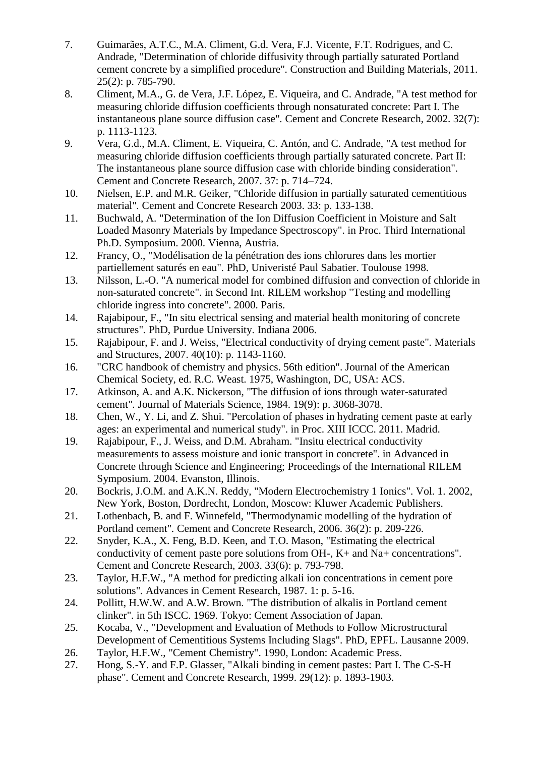7. Guimarães, A.T.C., M.A. Climent, G.d. Vera, F.J. Vicente, F.T. Rodrigues, and C. Andrade, "Determination of chloride diffusivity through partially saturated Portland cement concrete by a simplified procedure". Construction and Building Materials, 2011. 25(2): p. 785-790.
8. Climent, M.A., G. de Vera, J.F. López, E. Viqueira, and C. Andrade, "A test method for measuring chloride diffusion coefficients through nonsaturated concrete: Part I. The instantaneous plane source diffusion case". Cement and Concrete Research, 2002. 32(7): p. 1113-1123.
9. Vera, G.d., M.A. Climent, E. Viqueira, C. Antón, and C. Andrade, "A test method for measuring chloride diffusion coefficients through partially saturated concrete. Part II: The instantaneous plane source diffusion case with chloride binding consideration". Cement and Concrete Research, 2007. 37: p. 714–724.
10. Nielsen, E.P. and M.R. Geiker, "Chloride diffusion in partially saturated cementitious material". Cement and Concrete Research 2003. 33: p. 133-138.
11. Buchwald, A. "Determination of the Ion Diffusion Coefficient in Moisture and Salt Loaded Masonry Materials by Impedance Spectroscopy". in Proc. Third International Ph.D. Symposium. 2000. Vienna, Austria.
12. Francy, O., "Modélisation de la pénétration des ions chlorures dans les mortier partiellement saturés en eau". PhD, Univeristé Paul Sabatier. Toulouse 1998.
13. Nilsson, L.-O. "A numerical model for combined diffusion and convection of chloride in non-saturated concrete". in Second Int. RILEM workshop "Testing and modelling chloride ingress into concrete". 2000. Paris.
14. Rajabipour, F., "In situ electrical sensing and material health monitoring of concrete structures". PhD, Purdue University. Indiana 2006.
15. Rajabipour, F. and J. Weiss, "Electrical conductivity of drying cement paste". Materials and Structures, 2007. 40(10): p. 1143-1160.
16. "CRC handbook of chemistry and physics. 56th edition". Journal of the American Chemical Society, ed. R.C. Weast. 1975, Washington, DC, USA: ACS.
17. Atkinson, A. and A.K. Nickerson, "The diffusion of ions through water-saturated cement". Journal of Materials Science, 1984. 19(9): p. 3068-3078.
18. Chen, W., Y. Li, and Z. Shui. "Percolation of phases in hydrating cement paste at early ages: an experimental and numerical study". in Proc. XIII ICCC. 2011. Madrid.
19. Rajabipour, F., J. Weiss, and D.M. Abraham. "Insitu electrical conductivity measurements to assess moisture and ionic transport in concrete". in Advanced in Concrete through Science and Engineering; Proceedings of the International RILEM Symposium. 2004. Evanston, Illinois.
20. Bockris, J.O.M. and A.K.N. Reddy, "Modern Electrochemistry 1 Ionics". Vol. 1. 2002, New York, Boston, Dordrecht, London, Moscow: Kluwer Academic Publishers.
21. Lothenbach, B. and F. Winnefeld, "Thermodynamic modelling of the hydration of Portland cement". Cement and Concrete Research, 2006. 36(2): p. 209-226.
22. Snyder, K.A., X. Feng, B.D. Keen, and T.O. Mason, "Estimating the electrical conductivity of cement paste pore solutions from OH-, K+ and Na+ concentrations". Cement and Concrete Research, 2003. 33(6): p. 793-798.
23. Taylor, H.F.W., "A method for predicting alkali ion concentrations in cement pore solutions". Advances in Cement Research, 1987. 1: p. 5-16.
24. Pollitt, H.W.W. and A.W. Brown. "The distribution of alkalis in Portland cement clinker". in 5th ISCC. 1969. Tokyo: Cement Association of Japan.
25. Kocaba, V., "Development and Evaluation of Methods to Follow Microstructural Development of Cementitious Systems Including Slags". PhD, EPFL. Lausanne 2009.
26. Taylor, H.F.W., "Cement Chemistry". 1990, London: Academic Press.
27. Hong, S.-Y. and F.P. Glasser, "Alkali binding in cement pastes: Part I. The C-S-H phase". Cement and Concrete Research, 1999. 29(12): p. 1893-1903.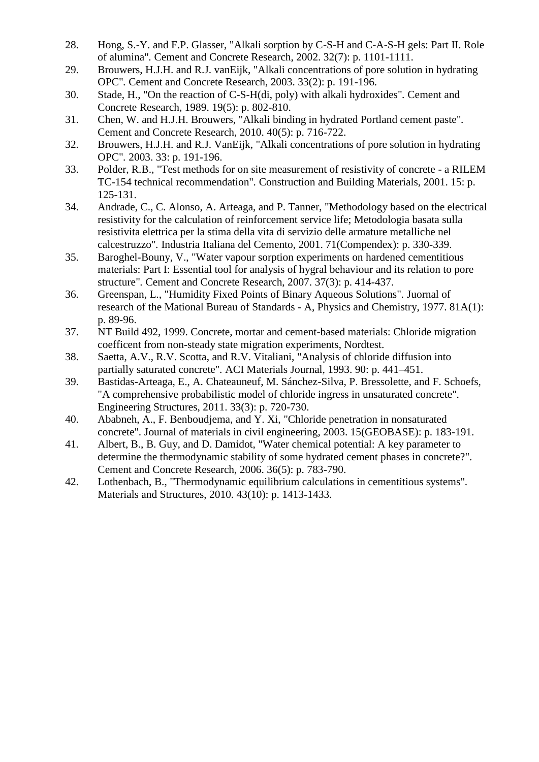28. Hong, S.-Y. and F.P. Glasser, "Alkali sorption by C-S-H and C-A-S-H gels: Part II. Role of alumina". Cement and Concrete Research, 2002. 32(7): p. 1101-1111.
29. Brouwers, H.J.H. and R.J. vanEijk, "Alkali concentrations of pore solution in hydrating OPC". Cement and Concrete Research, 2003. 33(2): p. 191-196.
30. Stade, H., "On the reaction of C-S-H(di, poly) with alkali hydroxides". Cement and Concrete Research, 1989. 19(5): p. 802-810.
31. Chen, W. and H.J.H. Brouwers, "Alkali binding in hydrated Portland cement paste". Cement and Concrete Research, 2010. 40(5): p. 716-722.
32. Brouwers, H.J.H. and R.J. VanEijk, "Alkali concentrations of pore solution in hydrating OPC". 2003. 33: p. 191-196.
33. Polder, R.B., "Test methods for on site measurement of resistivity of concrete - a RILEM TC-154 technical recommendation". Construction and Building Materials, 2001. 15: p. 125-131.
34. Andrade, C., C. Alonso, A. Arteaga, and P. Tanner, "Methodology based on the electrical resistivity for the calculation of reinforcement service life; Metodologia basata sulla resistivita elettrica per la stima della vita di servizio delle armature metalliche nel calcestruzzo". Industria Italiana del Cemento, 2001. 71(Compendex): p. 330-339.
35. Baroghel-Bouny, V., "Water vapour sorption experiments on hardened cementitious materials: Part I: Essential tool for analysis of hygral behaviour and its relation to pore structure". Cement and Concrete Research, 2007. 37(3): p. 414-437.
36. Greenspan, L., "Humidity Fixed Points of Binary Aqueous Solutions". Juornal of research of the Mational Bureau of Standards - A, Physics and Chemistry, 1977. 81A(1): p. 89-96.
37. NT Build 492, 1999. Concrete, mortar and cement-based materials: Chloride migration coefficent from non-steady state migration experiments, Nordtest.
38. Saetta, A.V., R.V. Scotta, and R.V. Vitaliani, "Analysis of chloride diffusion into partially saturated concrete". ACI Materials Journal, 1993. 90: p. 441–451.
39. Bastidas-Arteaga, E., A. Chateauneuf, M. Sánchez-Silva, P. Bressolette, and F. Schoefs, "A comprehensive probabilistic model of chloride ingress in unsaturated concrete". Engineering Structures, 2011. 33(3): p. 720-730.
40. Ababneh, A., F. Benboudjema, and Y. Xi, "Chloride penetration in nonsaturated concrete". Journal of materials in civil engineering, 2003. 15(GEOBASE): p. 183-191.
41. Albert, B., B. Guy, and D. Damidot, "Water chemical potential: A key parameter to determine the thermodynamic stability of some hydrated cement phases in concrete?". Cement and Concrete Research, 2006. 36(5): p. 783-790.
42. Lothenbach, B., "Thermodynamic equilibrium calculations in cementitious systems". Materials and Structures, 2010. 43(10): p. 1413-1433.